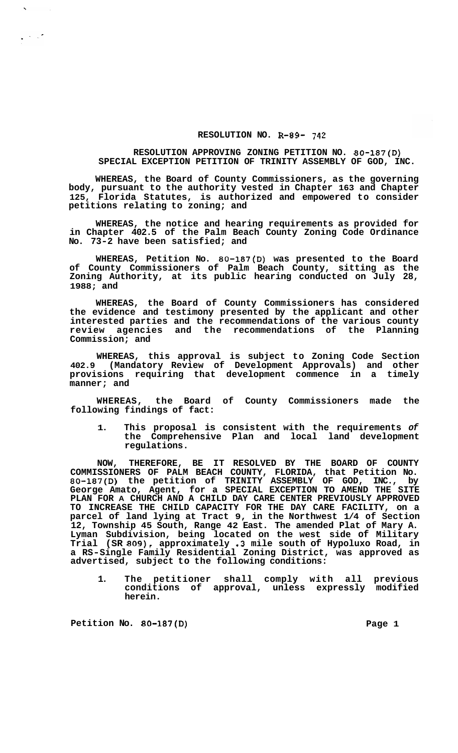# RESOLUTION NO. R-89- 742

## RESOLUTION APPROVING ZONING PETITION NO. 80-187(D) SPECIAL EXCEPTION PETITION OF TRINITY ASSEMBLY OF GOD, INC.

**WHEREAS, the Board of County Commissioners, as the governing body, pursuant to the authority vested in Chapter 163 and Chapter 125, Florida Statutes, is authorized and empowered to consider petitions relating to zoning; and**

**WHEREAS, the notice and hearing requirements as provided for in Chapter 402.5 of the Palm Beach County Zoning Code Ordinance No. 73-2 have been satisfied; and**

**WHEREAS, Petition No. 80-187(D) was presented to the Board of County Commissioners of Palm Beach County, sitting as the Zoning Authority, at its public hearing conducted on July 28, 1988; and**

**WHEREAS, the Board of County Commissioners has considered the evidence and testimony presented by the applicant and other interested parties and the recommendations of the various county review agencies and the recommendations of the Planning Commission; and**

**WHEREAS, this approval is subject to Zoning Code Section 402.9 (Mandatory Review of Development Approvals) and other provisions requiring that development commence in a timely manner; and**

**WHEREAS, the Board of County Commissioners made the following findings of fact:**

1. **This proposal is consistent with the requirements *of* the Comprehensive Plan and local land development regulations.**

**NOW, THEREFORE, BE IT RESOLVED BY THE BOARD OF COUNTY COMMISSIONERS OF PALM BEACH COUNTY, FLORIDA, that Petition No. 80-187(D) the petition of TRINITY ASSEMBLY OF GOD, INC., by George Amato, Agent, for a SPECIAL EXCEPTION TO AMEND THE SITE PLAN FOR A CHURCH AND A CHILD DAY CARE CENTER PREVIOUSLY APPROVED TO INCREASE THE CHILD CAPACITY FOR THE DAY CARE FACILITY, on a parcel of land lying at Tract 9, in the Northwest 1/4 of Section 12, Township 45 South, Range 42 East. The amended Plat of Mary A. Lyman Subdivision, being located on the west side of Military Trial (SR 809), approximately .3 mile south of Hypoluxo Road, in a RS-Single Family Residential Zoning District, was approved as advertised, subject to the following conditions:**

1. **The petitioner shall comply with all previous conditions of approval, unless expressly modified herein.**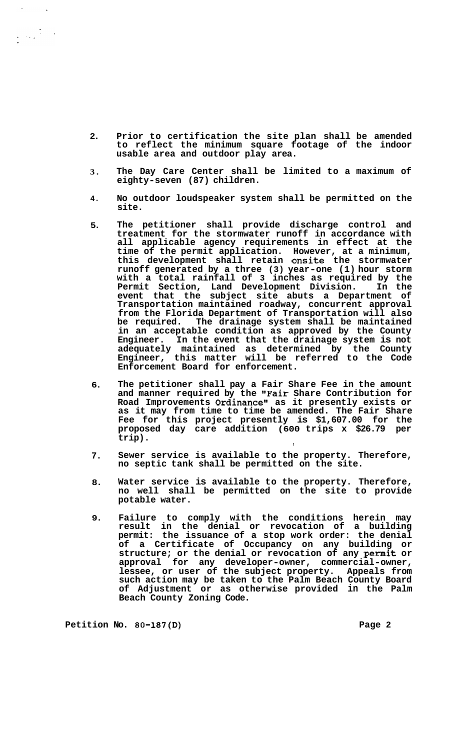2. Prior to certification the site plan shall be amended to reflect the minimum square footage of the indoor usable area and outdoor play area.

3. The Day Care Center shall be limited to a maximum of eighty-seven (87) children.

4. No outdoor loudspeaker system shall be permitted on the site.

5. The petitioner shall provide discharge control and treatment for the stormwater runoff in accordance with all applicable agency requirements in effect at the time of the permit application. However, at a minimum, this development shall retain onsite the stormwater runoff generated by a three (3) year-one (1) hour storm with a total rainfall of 3 inches as required by the Permit Section, Land Development Division. In the event that the subject site abuts a Department of Transportation maintained roadway, concurrent approval from the Florida Department of Transportation will also be required. The drainage system shall be maintained in an acceptable condition as approved by the County Engineer. In the event that the drainage system is not adequately maintained as determined by the County Engineer, this matter will be referred to the Code Enforcement Board for enforcement.

6. The petitioner shall pay a Fair Share Fee in the amount and manner required by the "Fair Share Contribution for Road Improvements Ordinance" as it presently exists or as it may from time to time be amended. The Fair Share Fee for this project presently is $1,607.00 for the proposed day care addition (600 trips x $26.79 per trip).

7. Sewer service is available to the property. Therefore, no septic tank shall be permitted on the site.

8. Water service is available to the property. Therefore, no well shall be permitted on the site to provide potable water.

9. Failure to comply with the conditions herein may result in the denial or revocation of a building permit: the issuance of a stop work order: the denial of a Certificate of Occupancy on any building or structure; or the denial or revocation of any permit or approval for any developer-owner, commercial-owner, lessee, or user of the subject property. Appeals from such action may be taken to the Palm Beach County Board of Adjustment or as otherwise provided in the Palm Beach County Zoning Code.

**Petition No. 80-187(D)**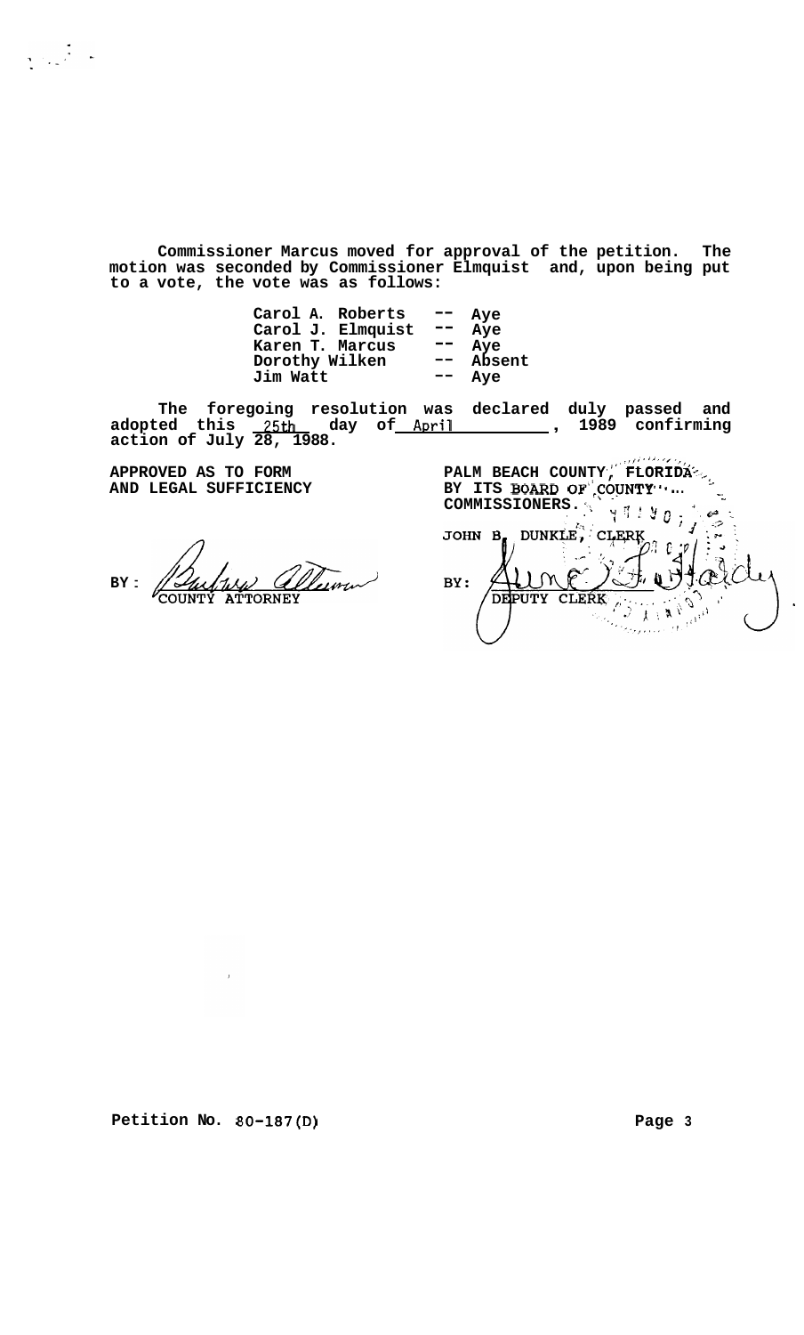Commissioner Marcus moved for approval of the petition. The motion was seconded by Commissioner Elmquist and, upon being put to a vote, the vote was as follows:

| | | |
|---|---|---|
| Carol A. Roberts | -- | Aye |
| Carol J. Elmquist | -- | Aye |
| Karen T. Marcus | -- | Aye |
| Dorothy Wilken | -- | Absent |
| Jim Watt | -- | Aye |

The foregoing resolution was declared duly passed and adopted this 25th day of April, 1989 confirming action of July 28, 1988.

APPROVED AS TO FORM AND LEGAL SUFFICIENCY

BY: COUNTY ATTORNEY

PALM BEACH COUNTY, FLORIDA BY ITS BOARD OF COUNTY COMMISSIONERS.

JOHN B. DUNKLE, CLERK

BY: DEPUTY CLERK

Petition No. 80-187(D)